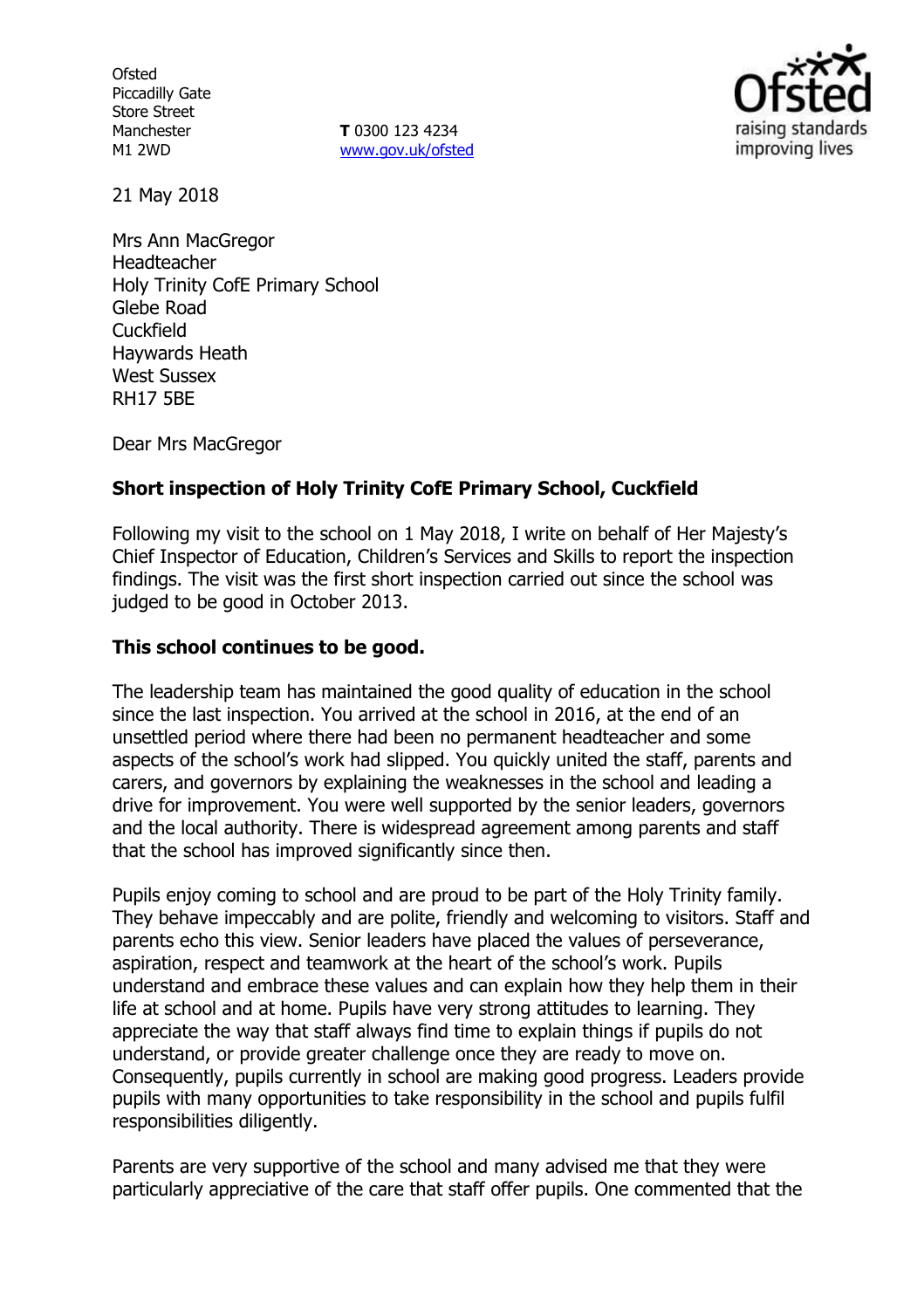Ofsted
Piccadilly Gate
Store Street
Manchester
M1 2WD

**T** 0300 123 4234
www.gov.uk/ofsted

21 May 2018

Mrs Ann MacGregor
Headteacher
Holy Trinity CofE Primary School
Glebe Road
Cuckfield
Haywards Heath
West Sussex
RH17 5BE

Dear Mrs MacGregor

**Short inspection of Holy Trinity CofE Primary School, Cuckfield**

Following my visit to the school on 1 May 2018, I write on behalf of Her Majesty's Chief Inspector of Education, Children's Services and Skills to report the inspection findings. The visit was the first short inspection carried out since the school was judged to be good in October 2013.

**This school continues to be good.**

The leadership team has maintained the good quality of education in the school since the last inspection. You arrived at the school in 2016, at the end of an unsettled period where there had been no permanent headteacher and some aspects of the school's work had slipped. You quickly united the staff, parents and carers, and governors by explaining the weaknesses in the school and leading a drive for improvement. You were well supported by the senior leaders, governors and the local authority. There is widespread agreement among parents and staff that the school has improved significantly since then.

Pupils enjoy coming to school and are proud to be part of the Holy Trinity family. They behave impeccably and are polite, friendly and welcoming to visitors. Staff and parents echo this view. Senior leaders have placed the values of perseverance, aspiration, respect and teamwork at the heart of the school's work. Pupils understand and embrace these values and can explain how they help them in their life at school and at home. Pupils have very strong attitudes to learning. They appreciate the way that staff always find time to explain things if pupils do not understand, or provide greater challenge once they are ready to move on. Consequently, pupils currently in school are making good progress. Leaders provide pupils with many opportunities to take responsibility in the school and pupils fulfil responsibilities diligently.

Parents are very supportive of the school and many advised me that they were particularly appreciative of the care that staff offer pupils. One commented that the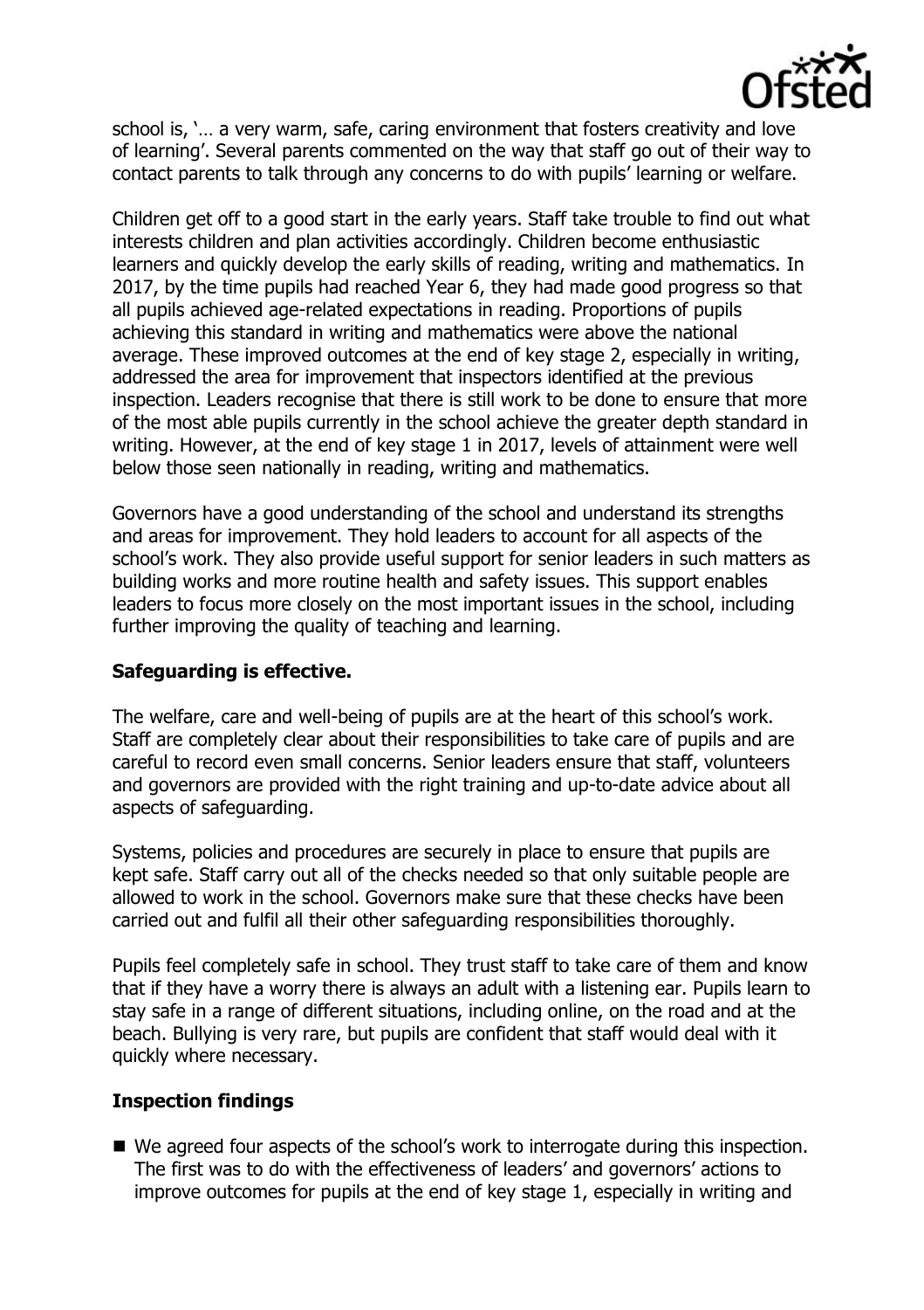school is, '… a very warm, safe, caring environment that fosters creativity and love of learning'. Several parents commented on the way that staff go out of their way to contact parents to talk through any concerns to do with pupils' learning or welfare.

Children get off to a good start in the early years. Staff take trouble to find out what interests children and plan activities accordingly. Children become enthusiastic learners and quickly develop the early skills of reading, writing and mathematics. In 2017, by the time pupils had reached Year 6, they had made good progress so that all pupils achieved age-related expectations in reading. Proportions of pupils achieving this standard in writing and mathematics were above the national average. These improved outcomes at the end of key stage 2, especially in writing, addressed the area for improvement that inspectors identified at the previous inspection. Leaders recognise that there is still work to be done to ensure that more of the most able pupils currently in the school achieve the greater depth standard in writing. However, at the end of key stage 1 in 2017, levels of attainment were well below those seen nationally in reading, writing and mathematics.

Governors have a good understanding of the school and understand its strengths and areas for improvement. They hold leaders to account for all aspects of the school's work. They also provide useful support for senior leaders in such matters as building works and more routine health and safety issues. This support enables leaders to focus more closely on the most important issues in the school, including further improving the quality of teaching and learning.

## Safeguarding is effective.

The welfare, care and well-being of pupils are at the heart of this school's work. Staff are completely clear about their responsibilities to take care of pupils and are careful to record even small concerns. Senior leaders ensure that staff, volunteers and governors are provided with the right training and up-to-date advice about all aspects of safeguarding.

Systems, policies and procedures are securely in place to ensure that pupils are kept safe. Staff carry out all of the checks needed so that only suitable people are allowed to work in the school. Governors make sure that these checks have been carried out and fulfil all their other safeguarding responsibilities thoroughly.

Pupils feel completely safe in school. They trust staff to take care of them and know that if they have a worry there is always an adult with a listening ear. Pupils learn to stay safe in a range of different situations, including online, on the road and at the beach. Bullying is very rare, but pupils are confident that staff would deal with it quickly where necessary.

## Inspection findings

- We agreed four aspects of the school's work to interrogate during this inspection. The first was to do with the effectiveness of leaders' and governors' actions to improve outcomes for pupils at the end of key stage 1, especially in writing and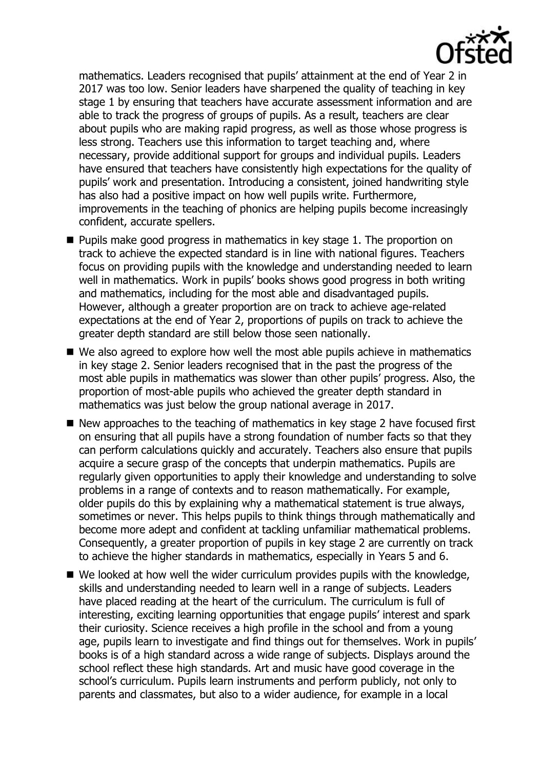mathematics. Leaders recognised that pupils' attainment at the end of Year 2 in 2017 was too low. Senior leaders have sharpened the quality of teaching in key stage 1 by ensuring that teachers have accurate assessment information and are able to track the progress of groups of pupils. As a result, teachers are clear about pupils who are making rapid progress, as well as those whose progress is less strong. Teachers use this information to target teaching and, where necessary, provide additional support for groups and individual pupils. Leaders have ensured that teachers have consistently high expectations for the quality of pupils' work and presentation. Introducing a consistent, joined handwriting style has also had a positive impact on how well pupils write. Furthermore, improvements in the teaching of phonics are helping pupils become increasingly confident, accurate spellers.

- Pupils make good progress in mathematics in key stage 1. The proportion on track to achieve the expected standard is in line with national figures. Teachers focus on providing pupils with the knowledge and understanding needed to learn well in mathematics. Work in pupils' books shows good progress in both writing and mathematics, including for the most able and disadvantaged pupils. However, although a greater proportion are on track to achieve age-related expectations at the end of Year 2, proportions of pupils on track to achieve the greater depth standard are still below those seen nationally.
- We also agreed to explore how well the most able pupils achieve in mathematics in key stage 2. Senior leaders recognised that in the past the progress of the most able pupils in mathematics was slower than other pupils' progress. Also, the proportion of most-able pupils who achieved the greater depth standard in mathematics was just below the group national average in 2017.
- New approaches to the teaching of mathematics in key stage 2 have focused first on ensuring that all pupils have a strong foundation of number facts so that they can perform calculations quickly and accurately. Teachers also ensure that pupils acquire a secure grasp of the concepts that underpin mathematics. Pupils are regularly given opportunities to apply their knowledge and understanding to solve problems in a range of contexts and to reason mathematically. For example, older pupils do this by explaining why a mathematical statement is true always, sometimes or never. This helps pupils to think things through mathematically and become more adept and confident at tackling unfamiliar mathematical problems. Consequently, a greater proportion of pupils in key stage 2 are currently on track to achieve the higher standards in mathematics, especially in Years 5 and 6.
- We looked at how well the wider curriculum provides pupils with the knowledge, skills and understanding needed to learn well in a range of subjects. Leaders have placed reading at the heart of the curriculum. The curriculum is full of interesting, exciting learning opportunities that engage pupils' interest and spark their curiosity. Science receives a high profile in the school and from a young age, pupils learn to investigate and find things out for themselves. Work in pupils' books is of a high standard across a wide range of subjects. Displays around the school reflect these high standards. Art and music have good coverage in the school's curriculum. Pupils learn instruments and perform publicly, not only to parents and classmates, but also to a wider audience, for example in a local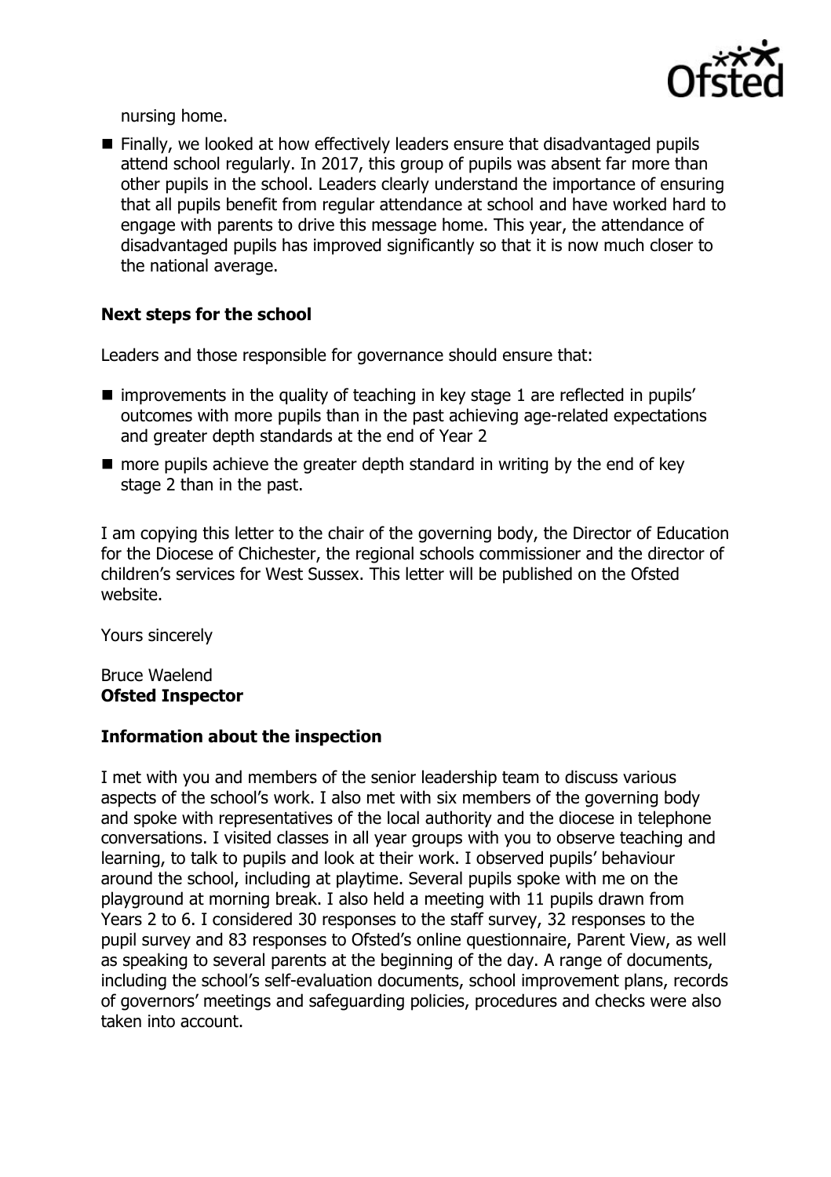nursing home.

- Finally, we looked at how effectively leaders ensure that disadvantaged pupils attend school regularly. In 2017, this group of pupils was absent far more than other pupils in the school. Leaders clearly understand the importance of ensuring that all pupils benefit from regular attendance at school and have worked hard to engage with parents to drive this message home. This year, the attendance of disadvantaged pupils has improved significantly so that it is now much closer to the national average.

### Next steps for the school

Leaders and those responsible for governance should ensure that:

- improvements in the quality of teaching in key stage 1 are reflected in pupils' outcomes with more pupils than in the past achieving age-related expectations and greater depth standards at the end of Year 2
- more pupils achieve the greater depth standard in writing by the end of key stage 2 than in the past.

I am copying this letter to the chair of the governing body, the Director of Education for the Diocese of Chichester, the regional schools commissioner and the director of children's services for West Sussex. This letter will be published on the Ofsted website.

Yours sincerely

Bruce Waelend
**Ofsted Inspector**

### Information about the inspection

I met with you and members of the senior leadership team to discuss various aspects of the school's work. I also met with six members of the governing body and spoke with representatives of the local authority and the diocese in telephone conversations. I visited classes in all year groups with you to observe teaching and learning, to talk to pupils and look at their work. I observed pupils' behaviour around the school, including at playtime. Several pupils spoke with me on the playground at morning break. I also held a meeting with 11 pupils drawn from Years 2 to 6. I considered 30 responses to the staff survey, 32 responses to the pupil survey and 83 responses to Ofsted's online questionnaire, Parent View, as well as speaking to several parents at the beginning of the day. A range of documents, including the school's self-evaluation documents, school improvement plans, records of governors' meetings and safeguarding policies, procedures and checks were also taken into account.